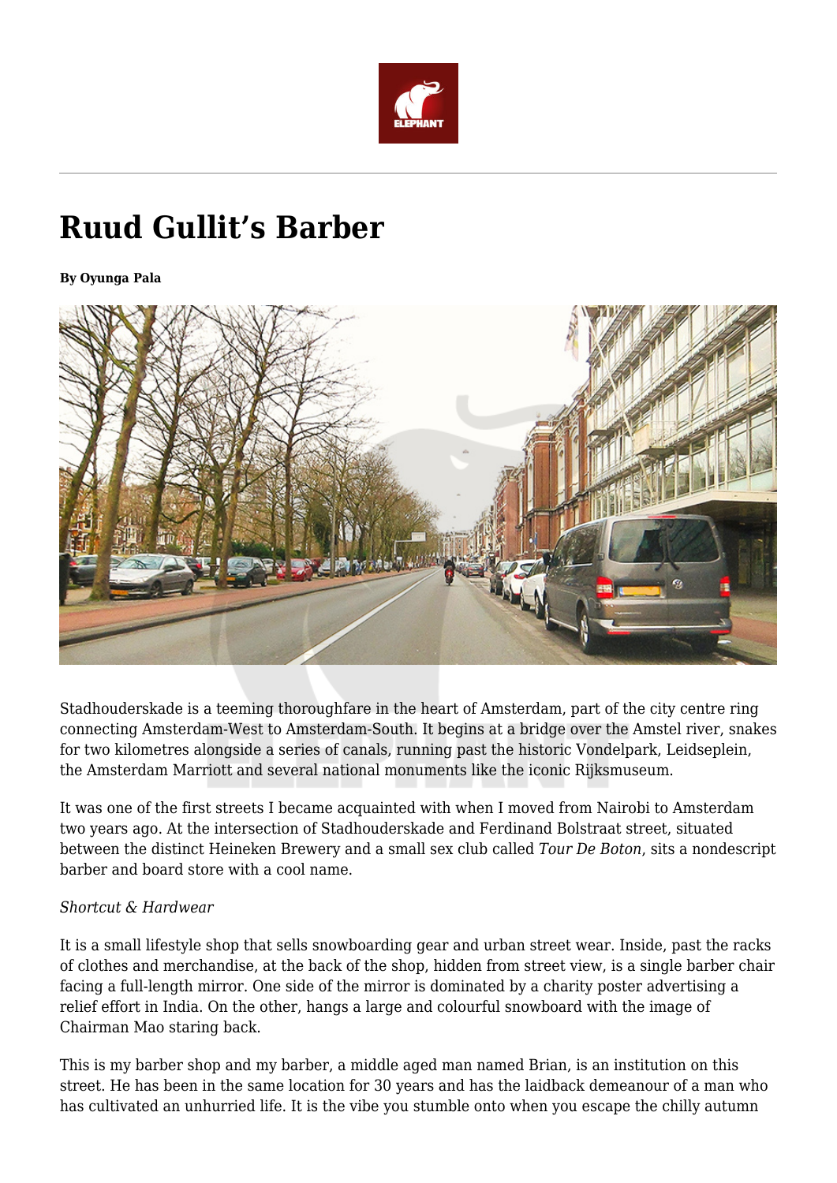# Ruud Gullit's Barber

**By Oyunga Pala**

Stadhouderskade is a teeming thoroughfare in the heart of Amsterdam, part of the city centre ring connecting Amsterdam-West to Amsterdam-South. It begins at a bridge over the Amstel river, snakes for two kilometres alongside a series of canals, running past the historic Vondelpark, Leidseplein, the Amsterdam Marriott and several national monuments like the iconic Rijksmuseum.

It was one of the first streets I became acquainted with when I moved from Nairobi to Amsterdam two years ago. At the intersection of Stadhouderskade and Ferdinand Bolstraat street, situated between the distinct Heineken Brewery and a small sex club called *Tour De Boton*, sits a nondescript barber and board store with a cool name.

*Shortcut & Hardwear*

It is a small lifestyle shop that sells snowboarding gear and urban street wear. Inside, past the racks of clothes and merchandise, at the back of the shop, hidden from street view, is a single barber chair facing a full-length mirror. One side of the mirror is dominated by a charity poster advertising a relief effort in India. On the other, hangs a large and colourful snowboard with the image of Chairman Mao staring back.

This is my barber shop and my barber, a middle aged man named Brian, is an institution on this street. He has been in the same location for 30 years and has the laidback demeanour of a man who has cultivated an unhurried life. It is the vibe you stumble onto when you escape the chilly autumn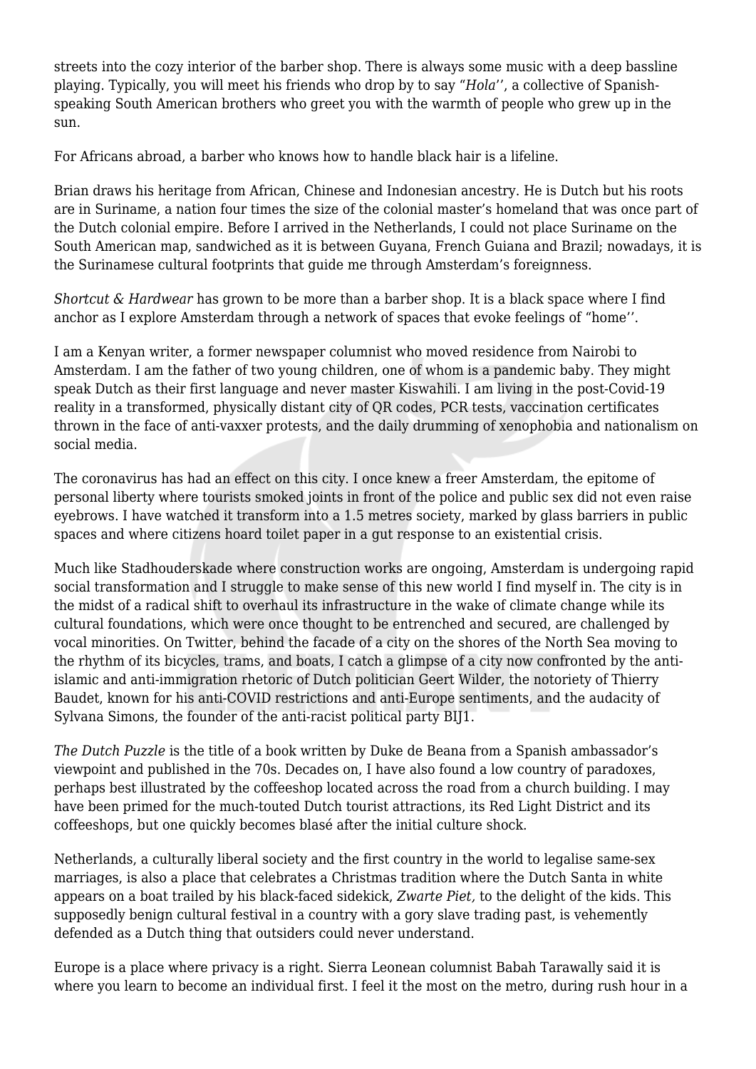streets into the cozy interior of the barber shop. There is always some music with a deep bassline playing. Typically, you will meet his friends who drop by to say "*Hola*'', a collective of Spanish-speaking South American brothers who greet you with the warmth of people who grew up in the sun.

For Africans abroad, a barber who knows how to handle black hair is a lifeline.

Brian draws his heritage from African, Chinese and Indonesian ancestry. He is Dutch but his roots are in Suriname, a nation four times the size of the colonial master's homeland that was once part of the Dutch colonial empire. Before I arrived in the Netherlands, I could not place Suriname on the South American map, sandwiched as it is between Guyana, French Guiana and Brazil; nowadays, it is the Surinamese cultural footprints that guide me through Amsterdam's foreignness.

*Shortcut & Hardwear* has grown to be more than a barber shop. It is a black space where I find anchor as I explore Amsterdam through a network of spaces that evoke feelings of "home''.

I am a Kenyan writer, a former newspaper columnist who moved residence from Nairobi to Amsterdam. I am the father of two young children, one of whom is a pandemic baby. They might speak Dutch as their first language and never master Kiswahili. I am living in the post-Covid-19 reality in a transformed, physically distant city of QR codes, PCR tests, vaccination certificates thrown in the face of anti-vaxxer protests, and the daily drumming of xenophobia and nationalism on social media.

The coronavirus has had an effect on this city. I once knew a freer Amsterdam, the epitome of personal liberty where tourists smoked joints in front of the police and public sex did not even raise eyebrows. I have watched it transform into a 1.5 metres society, marked by glass barriers in public spaces and where citizens hoard toilet paper in a gut response to an existential crisis.

Much like Stadhouderskade where construction works are ongoing, Amsterdam is undergoing rapid social transformation and I struggle to make sense of this new world I find myself in. The city is in the midst of a radical shift to overhaul its infrastructure in the wake of climate change while its cultural foundations, which were once thought to be entrenched and secured, are challenged by vocal minorities. On Twitter, behind the facade of a city on the shores of the North Sea moving to the rhythm of its bicycles, trams, and boats, I catch a glimpse of a city now confronted by the anti-islamic and anti-immigration rhetoric of Dutch politician Geert Wilder, the notoriety of Thierry Baudet, known for his anti-COVID restrictions and anti-Europe sentiments, and the audacity of Sylvana Simons, the founder of the anti-racist political party BIJ1.

*The Dutch Puzzle* is the title of a book written by Duke de Beana from a Spanish ambassador's viewpoint and published in the 70s. Decades on, I have also found a low country of paradoxes, perhaps best illustrated by the coffeeshop located across the road from a church building. I may have been primed for the much-touted Dutch tourist attractions, its Red Light District and its coffeeshops, but one quickly becomes blasé after the initial culture shock.

Netherlands, a culturally liberal society and the first country in the world to legalise same-sex marriages, is also a place that celebrates a Christmas tradition where the Dutch Santa in white appears on a boat trailed by his black-faced sidekick, *Zwarte Piet,* to the delight of the kids. This supposedly benign cultural festival in a country with a gory slave trading past, is vehemently defended as a Dutch thing that outsiders could never understand.

Europe is a place where privacy is a right. Sierra Leonean columnist Babah Tarawally said it is where you learn to become an individual first. I feel it the most on the metro, during rush hour in a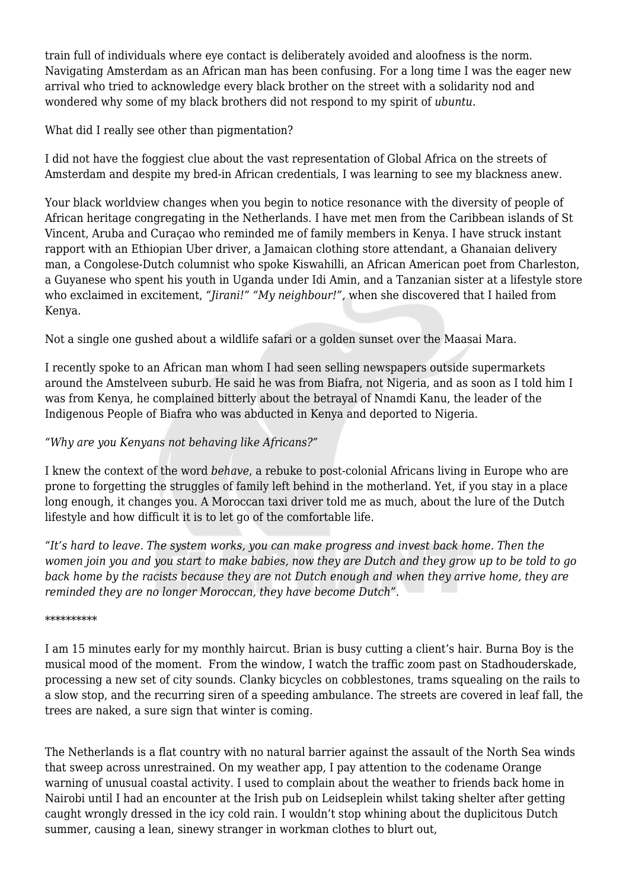train full of individuals where eye contact is deliberately avoided and aloofness is the norm. Navigating Amsterdam as an African man has been confusing. For a long time I was the eager new arrival who tried to acknowledge every black brother on the street with a solidarity nod and wondered why some of my black brothers did not respond to my spirit of *ubuntu*.

What did I really see other than pigmentation?

I did not have the foggiest clue about the vast representation of Global Africa on the streets of Amsterdam and despite my bred-in African credentials, I was learning to see my blackness anew.

Your black worldview changes when you begin to notice resonance with the diversity of people of African heritage congregating in the Netherlands. I have met men from the Caribbean islands of St Vincent, Aruba and Curaçao who reminded me of family members in Kenya. I have struck instant rapport with an Ethiopian Uber driver, a Jamaican clothing store attendant, a Ghanaian delivery man, a Congolese-Dutch columnist who spoke Kiswahilli, an African American poet from Charleston, a Guyanese who spent his youth in Uganda under Idi Amin, and a Tanzanian sister at a lifestyle store who exclaimed in excitement, *"Jirani!" "My neighbour!"*, when she discovered that I hailed from Kenya.

Not a single one gushed about a wildlife safari or a golden sunset over the Maasai Mara.

I recently spoke to an African man whom I had seen selling newspapers outside supermarkets around the Amstelveen suburb. He said he was from Biafra, not Nigeria, and as soon as I told him I was from Kenya, he complained bitterly about the betrayal of Nnamdi Kanu, the leader of the Indigenous People of Biafra who was abducted in Kenya and deported to Nigeria.

*"Why are you Kenyans not behaving like Africans?"*

I knew the context of the word *behave*, a rebuke to post-colonial Africans living in Europe who are prone to forgetting the struggles of family left behind in the motherland. Yet, if you stay in a place long enough, it changes you. A Moroccan taxi driver told me as much, about the lure of the Dutch lifestyle and how difficult it is to let go of the comfortable life.

*"It's hard to leave. The system works, you can make progress and invest back home. Then the women join you and you start to make babies, now they are Dutch and they grow up to be told to go back home by the racists because they are not Dutch enough and when they arrive home, they are reminded they are no longer Moroccan, they have become Dutch".*

**********

I am 15 minutes early for my monthly haircut. Brian is busy cutting a client's hair. Burna Boy is the musical mood of the moment. From the window, I watch the traffic zoom past on Stadhouderskade, processing a new set of city sounds. Clanky bicycles on cobblestones, trams squealing on the rails to a slow stop, and the recurring siren of a speeding ambulance. The streets are covered in leaf fall, the trees are naked, a sure sign that winter is coming.

The Netherlands is a flat country with no natural barrier against the assault of the North Sea winds that sweep across unrestrained. On my weather app, I pay attention to the codename Orange warning of unusual coastal activity. I used to complain about the weather to friends back home in Nairobi until I had an encounter at the Irish pub on Leidseplein whilst taking shelter after getting caught wrongly dressed in the icy cold rain. I wouldn't stop whining about the duplicitous Dutch summer, causing a lean, sinewy stranger in workman clothes to blurt out,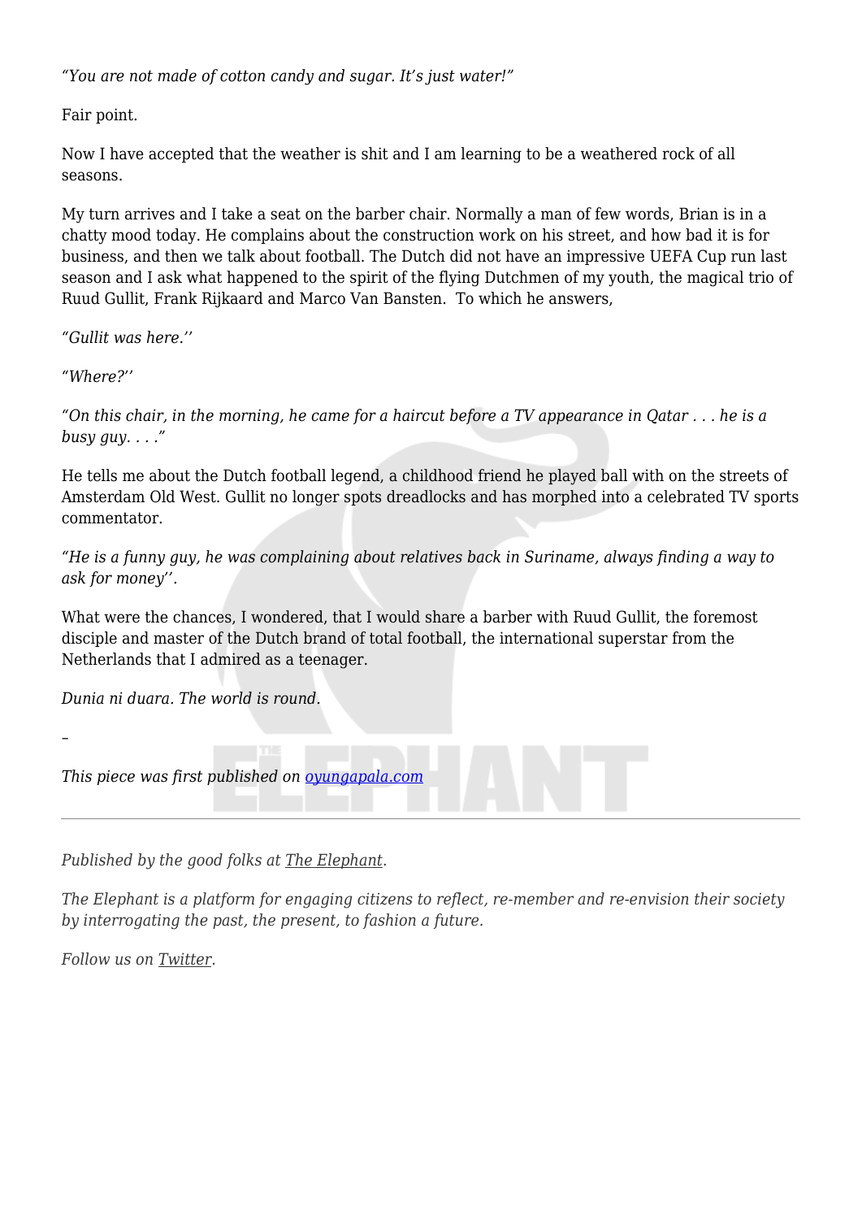*"You are not made of cotton candy and sugar. It's just water!"*

Fair point.

Now I have accepted that the weather is shit and I am learning to be a weathered rock of all seasons.

My turn arrives and I take a seat on the barber chair. Normally a man of few words, Brian is in a chatty mood today. He complains about the construction work on his street, and how bad it is for business, and then we talk about football. The Dutch did not have an impressive UEFA Cup run last season and I ask what happened to the spirit of the flying Dutchmen of my youth, the magical trio of Ruud Gullit, Frank Rijkaard and Marco Van Bansten. To which he answers,

*"Gullit was here.''*

*"Where?''*

*"On this chair, in the morning, he came for a haircut before a TV appearance in Qatar . . . he is a busy guy. . . ."*

He tells me about the Dutch football legend, a childhood friend he played ball with on the streets of Amsterdam Old West. Gullit no longer spots dreadlocks and has morphed into a celebrated TV sports commentator.

*"He is a funny guy, he was complaining about relatives back in Suriname, always finding a way to ask for money''.*

What were the chances, I wondered, that I would share a barber with Ruud Gullit, the foremost disciple and master of the Dutch brand of total football, the international superstar from the Netherlands that I admired as a teenager.

*Dunia ni duara. The world is round.*

–

*This piece was first published on [oyungapala.com](oyungapala.com)*

---

*Published by the good folks at The Elephant.*

*The Elephant is a platform for engaging citizens to reflect, re-member and re-envision their society by interrogating the past, the present, to fashion a future.*

*Follow us on Twitter.*